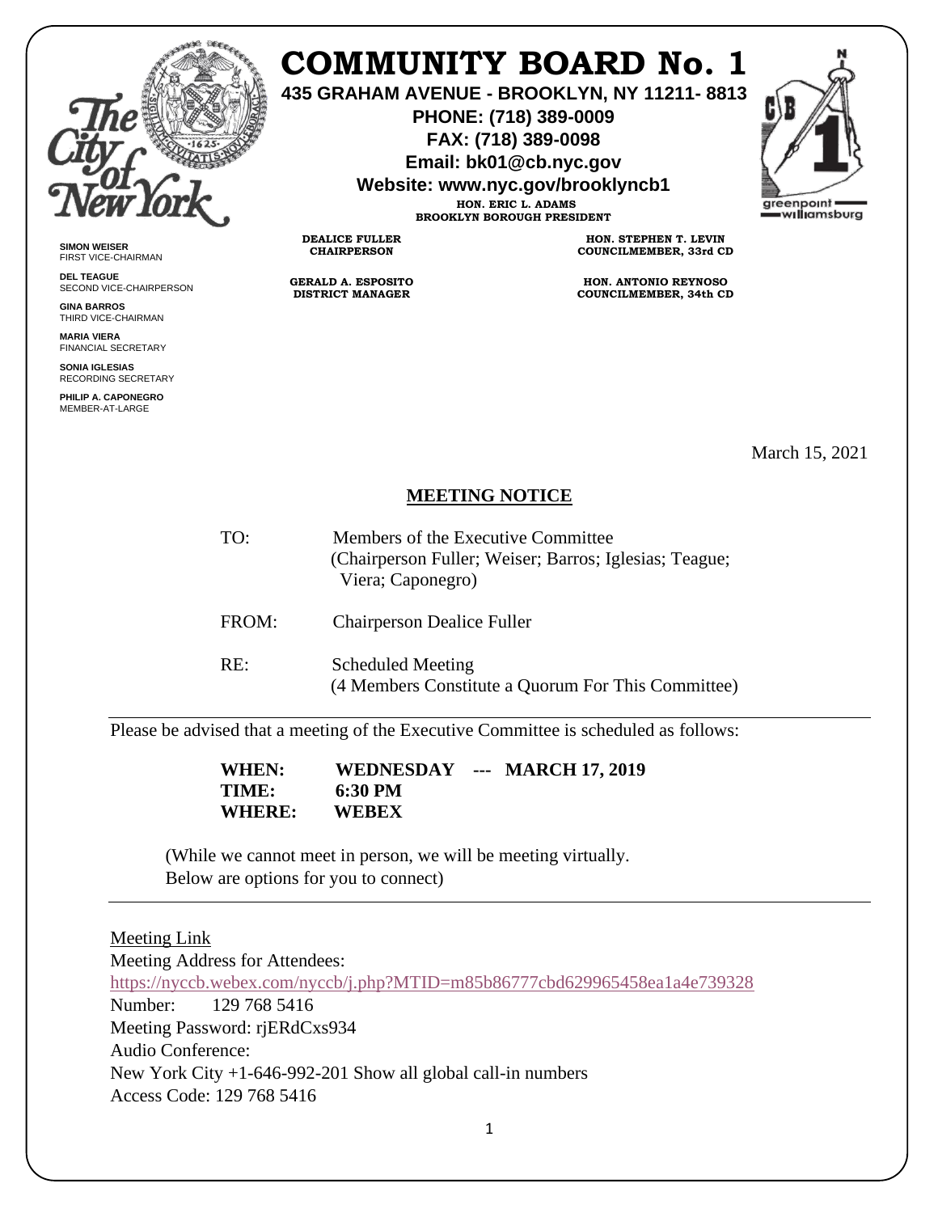# COMMUNITY BOARD No. 1

**435 GRAHAM AVENUE - BROOKLYN, NY 11211- 8813**
**PHONE: (718) 389-0009**
**FAX: (718) 389-0098**
**Email: bk01@cb.nyc.gov**
**Website: www.nyc.gov/brooklyncb1**

**HON. ERIC L. ADAMS**
**BROOKLYN BOROUGH PRESIDENT**

**DEALICE FULLER**
**CHAIRPERSON**

**GERALD A. ESPOSITO**
**DISTRICT MANAGER**

**HON. STEPHEN T. LEVIN**
**COUNCILMEMBER, 33rd CD**

**HON. ANTONIO REYNOSO**
**COUNCILMEMBER, 34th CD**

**SIMON WEISER**
FIRST VICE-CHAIRMAN

**DEL TEAGUE**
SECOND VICE-CHAIRPERSON

**GINA BARROS**
THIRD VICE-CHAIRMAN

**MARIA VIERA**
FINANCIAL SECRETARY

**SONIA IGLESIAS**
RECORDING SECRETARY

**PHILIP A. CAPONEGRO**
MEMBER-AT-LARGE

March 15, 2021

## MEETING NOTICE

TO: Members of the Executive Committee
(Chairperson Fuller; Weiser; Barros; Iglesias; Teague; Viera; Caponegro)

FROM: Chairperson Dealice Fuller

RE: Scheduled Meeting
(4 Members Constitute a Quorum For This Committee)

---

Please be advised that a meeting of the Executive Committee is scheduled as follows:

**WHEN: WEDNESDAY --- MARCH 17, 2019**
**TIME: 6:30 PM**
**WHERE: WEBEX**

(While we cannot meet in person, we will be meeting virtually.
Below are options for you to connect)

---

Meeting Link
Meeting Address for Attendees:
https://nyccb.webex.com/nyccb/j.php?MTID=m85b86777cbd629965458ea1a4e739328
Number: 129 768 5416
Meeting Password: rjERdCxs934
Audio Conference:
New York City +1-646-992-201 Show all global call-in numbers
Access Code: 129 768 5416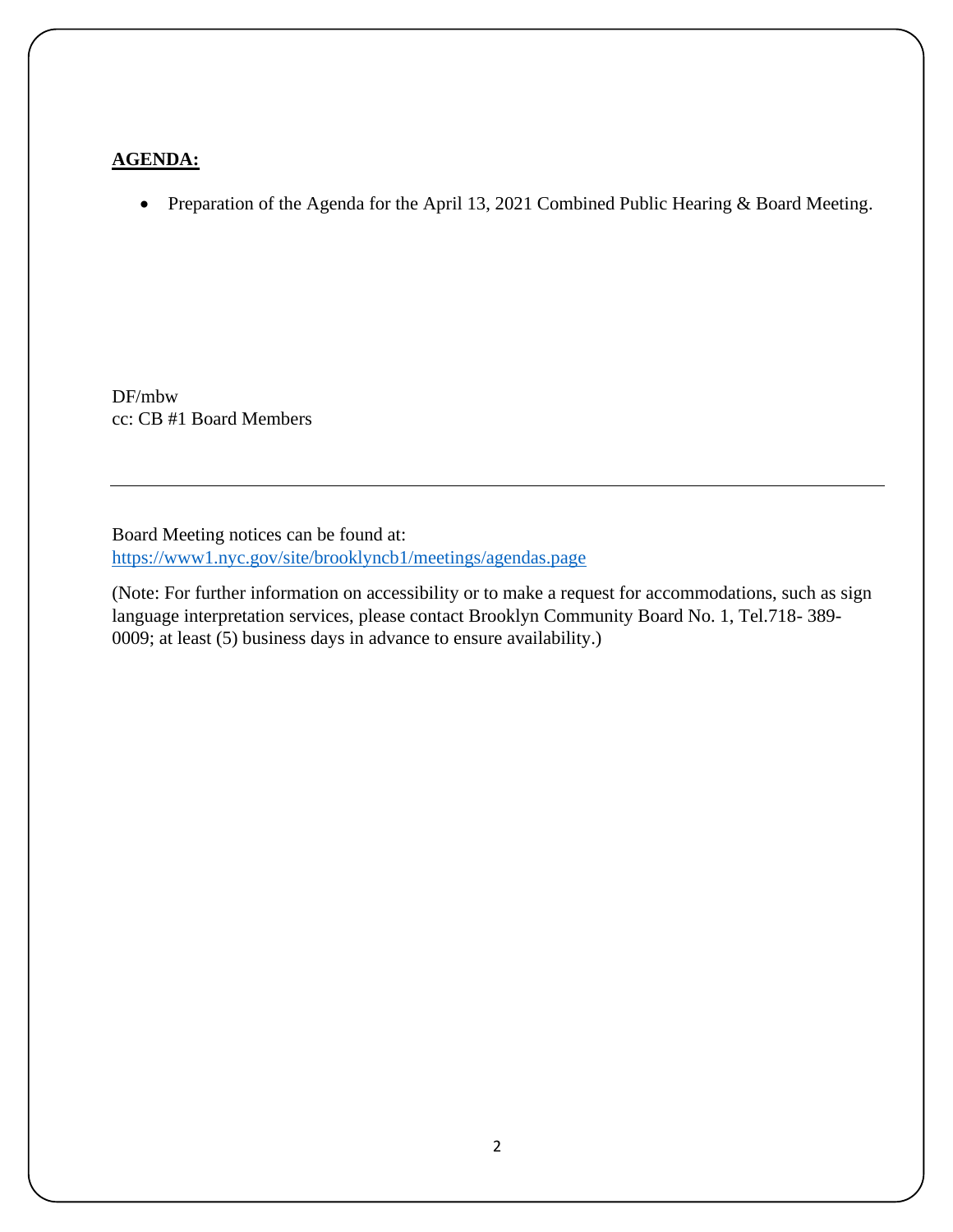**AGENDA:**

- Preparation of the Agenda for the April 13, 2021 Combined Public Hearing & Board Meeting.

DF/mbw
cc: CB #1 Board Members

---

Board Meeting notices can be found at:
https://www1.nyc.gov/site/brooklyncb1/meetings/agendas.page

(Note: For further information on accessibility or to make a request for accommodations, such as sign language interpretation services, please contact Brooklyn Community Board No. 1, Tel.718- 389-0009; at least (5) business days in advance to ensure availability.)